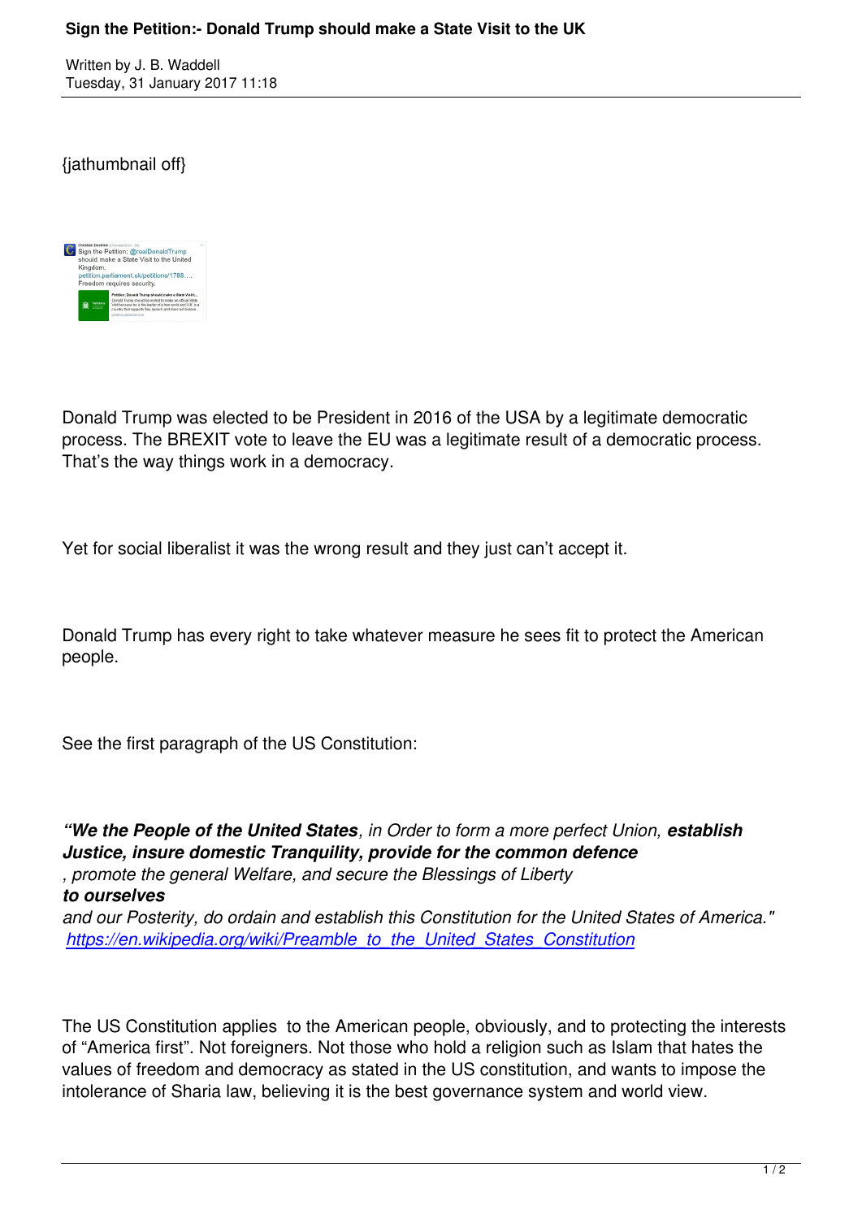# Sign the Petition:- Donald Trump should make a State Visit to the UK

Written by J. B. Waddell
Tuesday, 31 January 2017 11:18

{jathumbnail off}

Donald Trump was elected to be President in 2016 of the USA by a legitimate democratic process. The BREXIT vote to leave the EU was a legitimate result of a democratic process. That's the way things work in a democracy.

Yet for social liberalist it was the wrong result and they just can't accept it.

Donald Trump has every right to take whatever measure he sees fit to protect the American people.

See the first paragraph of the US Constitution:

*"**We the People of the United States**, in Order to form a more perfect Union, **establish Justice, insure domestic Tranquility, provide for the common defence**, promote the general Welfare, and secure the Blessings of Liberty **to ourselves** and our Posterity, do ordain and establish this Constitution for the United States of America."*
[https://en.wikipedia.org/wiki/Preamble_to_the_United_States_Constitution](https://en.wikipedia.org/wiki/Preamble_to_the_United_States_Constitution)

The US Constitution applies to the American people, obviously, and to protecting the interests of "America first". Not foreigners. Not those who hold a religion such as Islam that hates the values of freedom and democracy as stated in the US constitution, and wants to impose the intolerance of Sharia law, believing it is the best governance system and world view.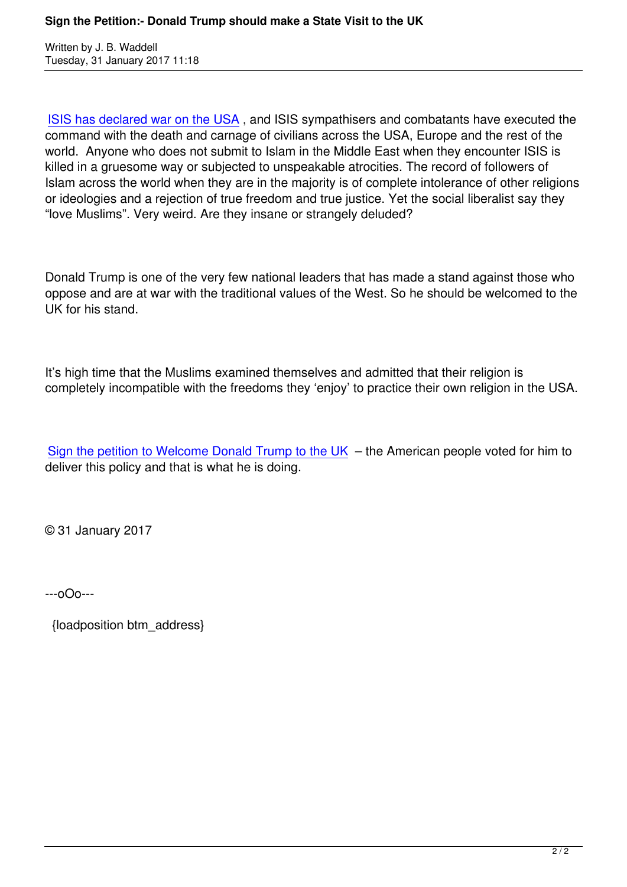ISIS has declared war on the USA , and ISIS sympathisers and combatants have executed the command with the death and carnage of civilians across the USA, Europe and the rest of the world. Anyone who does not submit to Islam in the Middle East when they encounter ISIS is killed in a gruesome way or subjected to unspeakable atrocities. The record of followers of Islam across the world when they are in the majority is of complete intolerance of other religions or ideologies and a rejection of true freedom and true justice. Yet the social liberalist say they "love Muslims". Very weird. Are they insane or strangely deluded?

Donald Trump is one of the very few national leaders that has made a stand against those who oppose and are at war with the traditional values of the West. So he should be welcomed to the UK for his stand.

It's high time that the Muslims examined themselves and admitted that their religion is completely incompatible with the freedoms they 'enjoy' to practice their own religion in the USA.

Sign the petition to Welcome Donald Trump to the UK – the American people voted for him to deliver this policy and that is what he is doing.

© 31 January 2017

---oOo---

{loadposition btm_address}